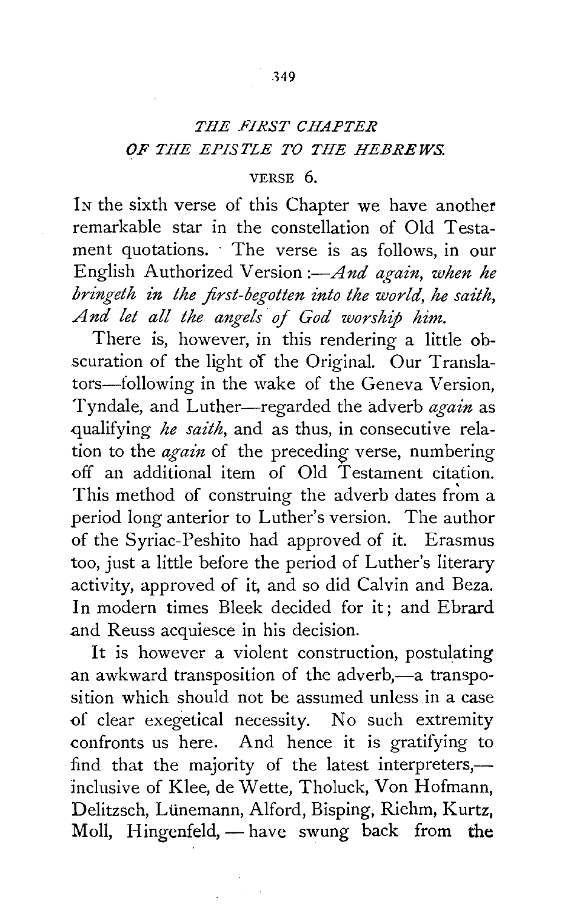# *THE FIRST CHAPTER OF THE EPISTLE TO THE HEBREWS.*

## VERSE 6.

In the sixth verse of this Chapter we have another remarkable star in the constellation of Old Testament quotations. The verse is as follows, in our English Authorized Version:—*And again, when he bringeth in the first-begotten into the world, he saith, And let all the angels of God worship him.*

There is, however, in this rendering a little obscuration of the light of the Original. Our Translators—following in the wake of the Geneva Version, Tyndale, and Luther—regarded the adverb *again* as qualifying *he saith*, and as thus, in consecutive relation to the *again* of the preceding verse, numbering off an additional item of Old Testament citation. This method of construing the adverb dates from a period long anterior to Luther's version. The author of the Syriac-Peshito had approved of it. Erasmus too, just a little before the period of Luther's literary activity, approved of it, and so did Calvin and Beza. In modern times Bleek decided for it; and Ebrard and Reuss acquiesce in his decision.

It is however a violent construction, postulating an awkward transposition of the adverb,—a transposition which should not be assumed unless in a case of clear exegetical necessity. No such extremity confronts us here. And hence it is gratifying to find that the majority of the latest interpreters,—inclusive of Klee, de Wette, Tholuck, Von Hofmann, Delitzsch, Lünemann, Alford, Bisping, Riehm, Kurtz, Moll, Hingenfeld, — have swung back from the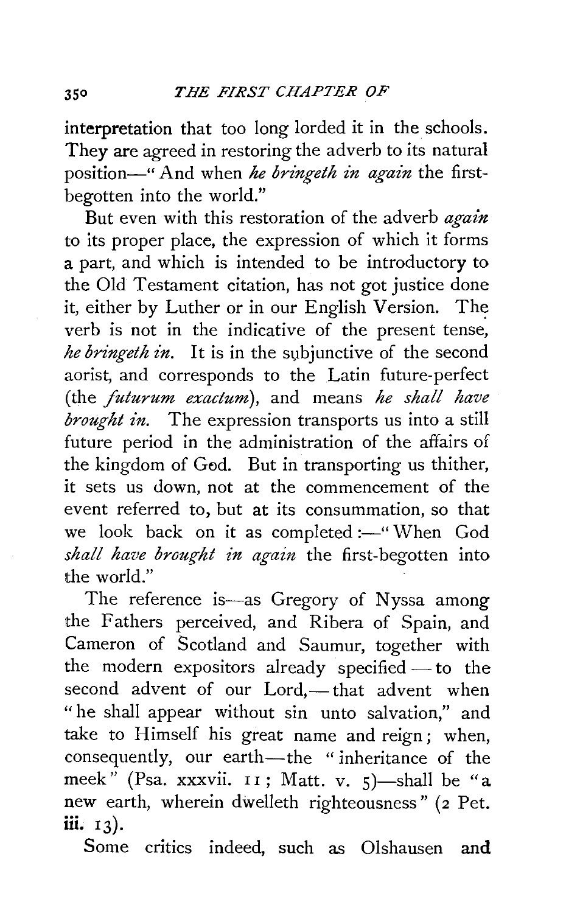interpretation that too long lorded it in the schools. They are agreed in restoring the adverb to its natural position—" And when *he bringeth in again* the first-begotten into the world."

But even with this restoration of the adverb *again* to its proper place, the expression of which it forms a part, and which is intended to be introductory to the Old Testament citation, has not got justice done it, either by Luther or in our English Version. The verb is not in the indicative of the present tense, *he bringeth in.* It is in the subjunctive of the second aorist, and corresponds to the Latin future-perfect (the *futurum exactum*), and means *he shall have brought in.* The expression transports us into a still future period in the administration of the affairs of the kingdom of God. But in transporting us thither, it sets us down, not at the commencement of the event referred to, but at its consummation, so that we look back on it as completed:—" When God *shall have brought in again* the first-begotten into the world."

The reference is—as Gregory of Nyssa among the Fathers perceived, and Ribera of Spain, and Cameron of Scotland and Saumur, together with the modern expositors already specified — to the second advent of our Lord,— that advent when "he shall appear without sin unto salvation," and take to Himself his great name and reign; when, consequently, our earth—the "inheritance of the meek" (Psa. xxxvii. 11; Matt. v. 5)—shall be "a new earth, wherein dwelleth righteousness" (2 Pet. iii. 13).

Some critics indeed, such as Olshausen and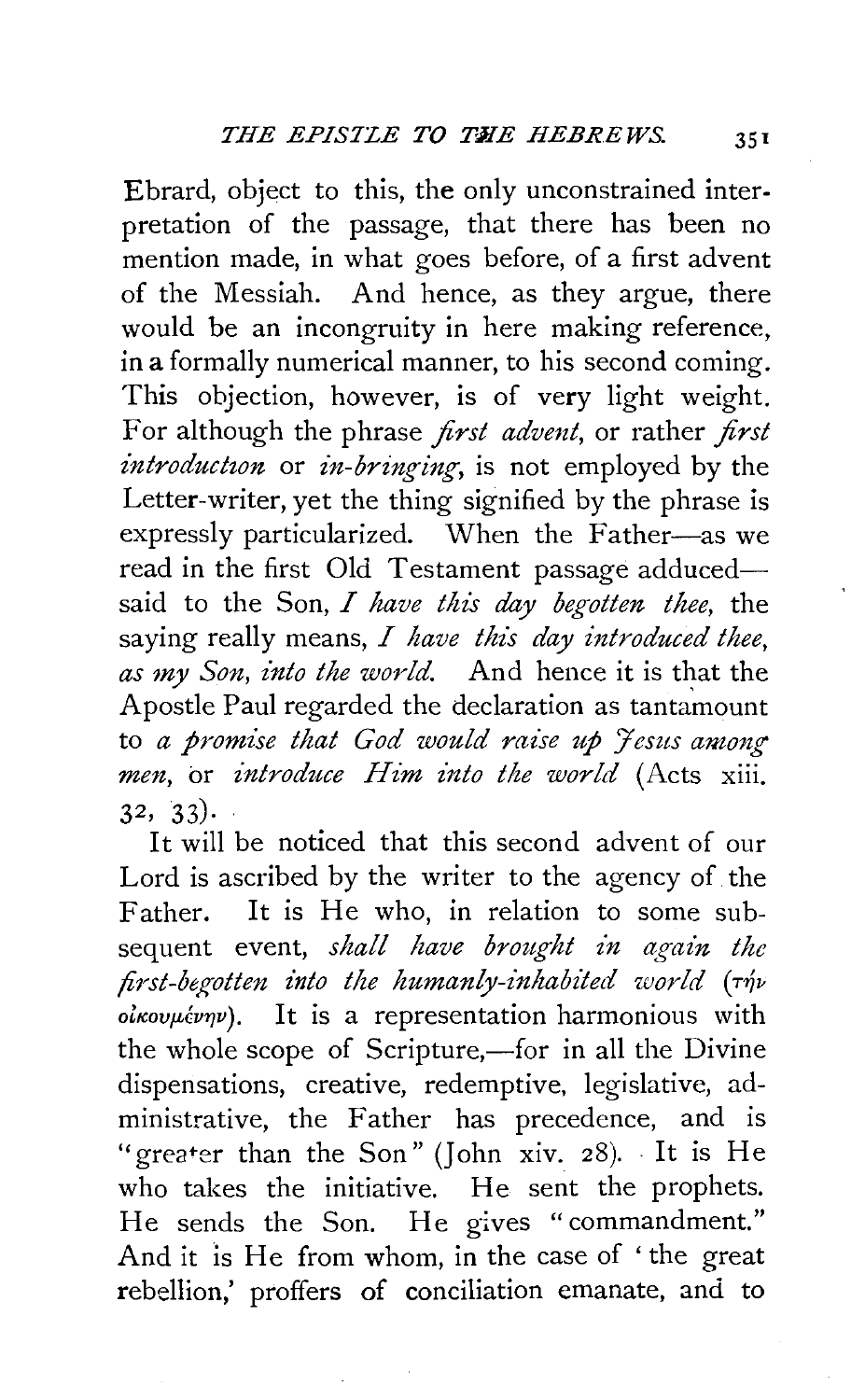Ebrard, object to this, the only unconstrained interpretation of the passage, that there has been no mention made, in what goes before, of a first advent of the Messiah. And hence, as they argue, there would be an incongruity in here making reference, in a formally numerical manner, to his second coming. This objection, however, is of very light weight. For although the phrase *first advent*, or rather *first introduction* or *in-bringing*, is not employed by the Letter-writer, yet the thing signified by the phrase is expressly particularized. When the Father—as we read in the first Old Testament passage adduced—said to the Son, *I have this day begotten thee*, the saying really means, *I have this day introduced thee, as my Son, into the world.* And hence it is that the Apostle Paul regarded the declaration as tantamount to *a promise that God would raise up Jesus among men*, or *introduce Him into the world* (Acts xiii. 32, 33).

It will be noticed that this second advent of our Lord is ascribed by the writer to the agency of the Father. It is He who, in relation to some subsequent event, *shall have brought in again the first-begotten into the humanly-inhabited world* (τὴν οἰκουμένην). It is a representation harmonious with the whole scope of Scripture,—for in all the Divine dispensations, creative, redemptive, legislative, administrative, the Father has precedence, and is "greater than the Son" (John xiv. 28). It is He who takes the initiative. He sent the prophets. He sends the Son. He gives "commandment." And it is He from whom, in the case of 'the great rebellion,' proffers of conciliation emanate, and to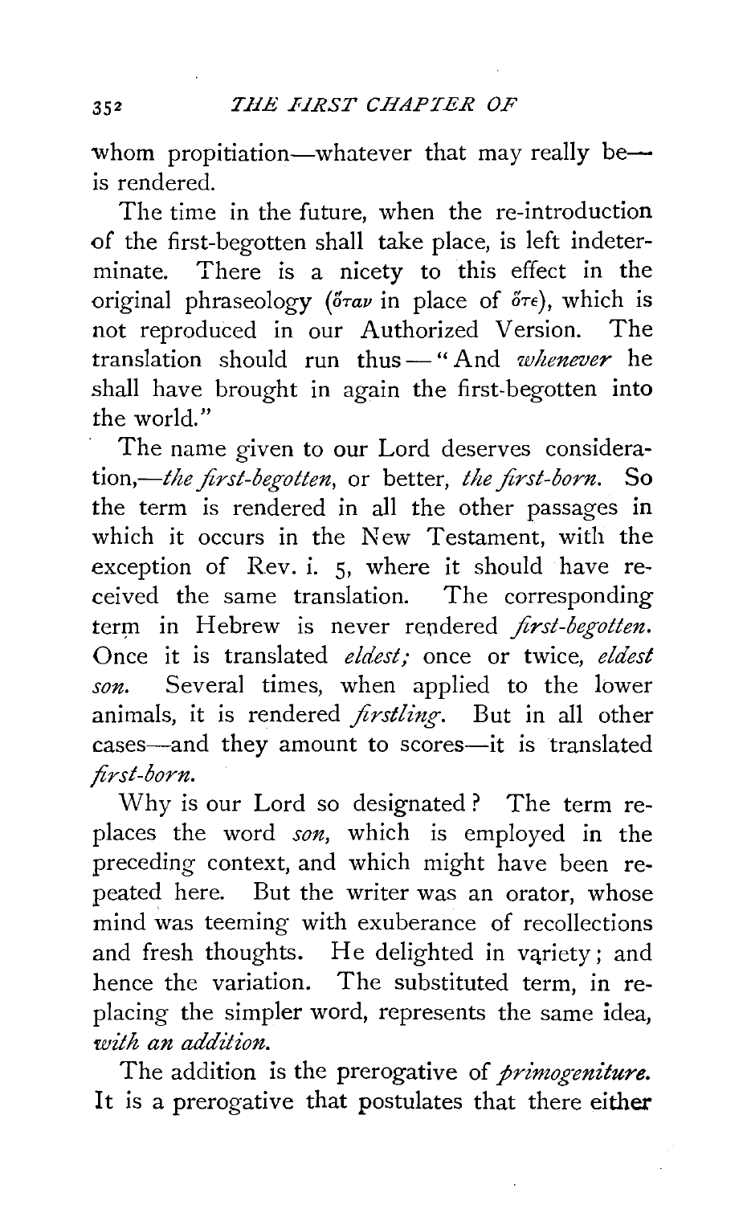whom propitiation—whatever that may really be—is rendered.

The time in the future, when the re-introduction of the first-begotten shall take place, is left indeterminate. There is a nicety to this effect in the original phraseology (ὅταν in place of ὅτε), which is not reproduced in our Authorized Version. The translation should run thus—"And *whenever* he shall have brought in again the first-begotten into the world."

The name given to our Lord deserves consideration,—*the first-begotten*, or better, *the first-born*. So the term is rendered in all the other passages in which it occurs in the New Testament, with the exception of Rev. i. 5, where it should have received the same translation. The corresponding term in Hebrew is never rendered *first-begotten*. Once it is translated *eldest;* once or twice, *eldest son*. Several times, when applied to the lower animals, it is rendered *firstling*. But in all other cases—and they amount to scores—it is translated *first-born*.

Why is our Lord so designated? The term replaces the word *son*, which is employed in the preceding context, and which might have been repeated here. But the writer was an orator, whose mind was teeming with exuberance of recollections and fresh thoughts. He delighted in variety; and hence the variation. The substituted term, in replacing the simpler word, represents the same idea, *with an addition*.

The addition is the prerogative of *primogeniture*. It is a prerogative that postulates that there either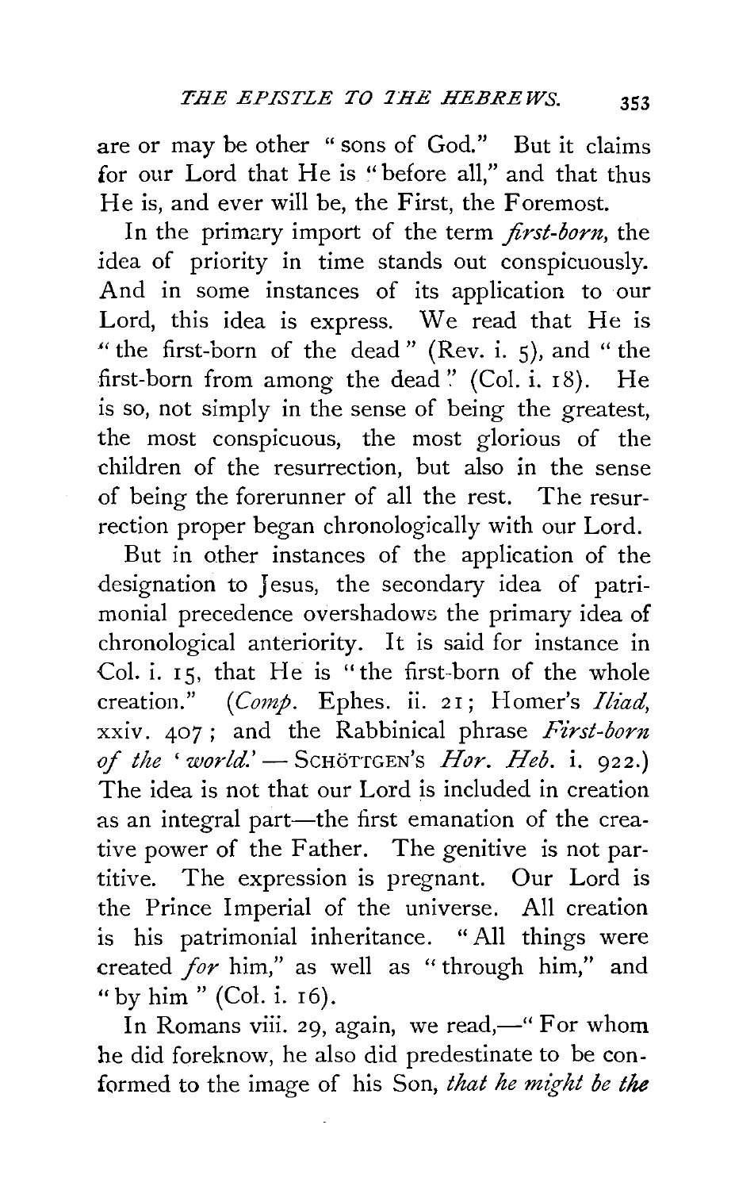are or may be other "sons of God." But it claims for our Lord that He is "before all," and that thus He is, and ever will be, the First, the Foremost.

In the primary import of the term *first-born*, the idea of priority in time stands out conspicuously. And in some instances of its application to our Lord, this idea is express. We read that He is "the first-born of the dead" (Rev. i. 5), and "the first-born from among the dead" (Col. i. 18). He is so, not simply in the sense of being the greatest, the most conspicuous, the most glorious of the children of the resurrection, but also in the sense of being the forerunner of all the rest. The resurrection proper began chronologically with our Lord.

But in other instances of the application of the designation to Jesus, the secondary idea of patrimonial precedence overshadows the primary idea of chronological anteriority. It is said for instance in Col. i. 15, that He is "the first-born of the whole creation." (*Comp.* Ephes. ii. 21; Homer's *Iliad*, xxiv. 407; and the Rabbinical phrase *First-born of the 'world.'* — SCHÖTTGEN'S *Hor. Heb.* i. 922.) The idea is not that our Lord is included in creation as an integral part—the first emanation of the creative power of the Father. The genitive is not partitive. The expression is pregnant. Our Lord is the Prince Imperial of the universe. All creation is his patrimonial inheritance. "All things were created *for* him," as well as "through him," and "by him" (Col. i. 16).

In Romans viii. 29, again, we read,—"For whom he did foreknow, he also did predestinate to be conformed to the image of his Son, *that he might be the*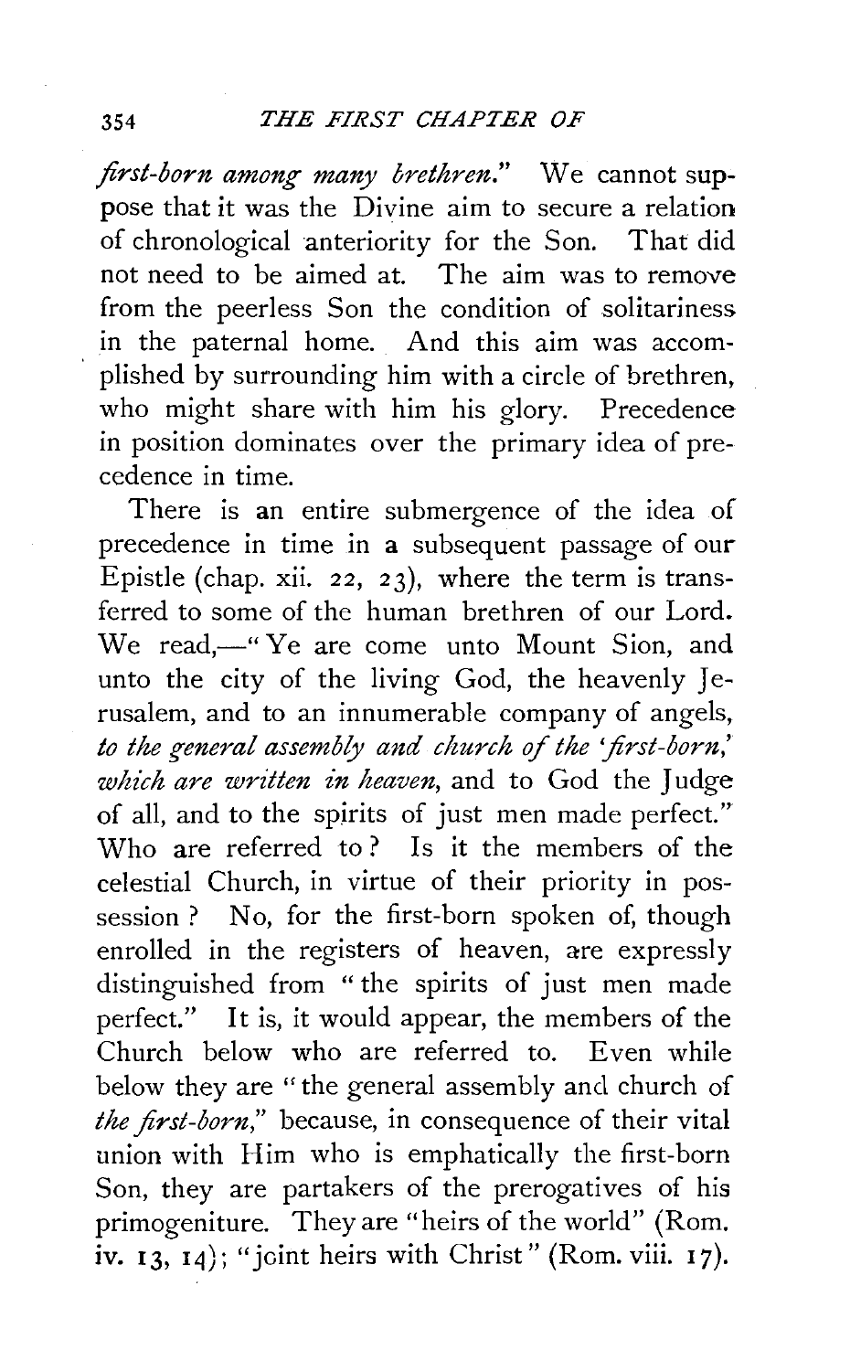*first-born among many brethren*." We cannot suppose that it was the Divine aim to secure a relation of chronological anteriority for the Son. That did not need to be aimed at. The aim was to remove from the peerless Son the condition of solitariness in the paternal home. And this aim was accomplished by surrounding him with a circle of brethren, who might share with him his glory. Precedence in position dominates over the primary idea of precedence in time.

There is an entire submergence of the idea of precedence in time in a subsequent passage of our Epistle (chap. xii. 22, 23), where the term is transferred to some of the human brethren of our Lord. We read,—"Ye are come unto Mount Sion, and unto the city of the living God, the heavenly Jerusalem, and to an innumerable company of angels, *to the general assembly and church of the 'first-born,' which are written in heaven*, and to God the Judge of all, and to the spirits of just men made perfect." Who are referred to? Is it the members of the celestial Church, in virtue of their priority in possession? No, for the first-born spoken of, though enrolled in the registers of heaven, are expressly distinguished from "the spirits of just men made perfect." It is, it would appear, the members of the Church below who are referred to. Even while below they are "the general assembly and church of *the first-born*," because, in consequence of their vital union with Him who is emphatically the first-born Son, they are partakers of the prerogatives of his primogeniture. They are "heirs of the world" (Rom. iv. 13, 14); "joint heirs with Christ" (Rom. viii. 17).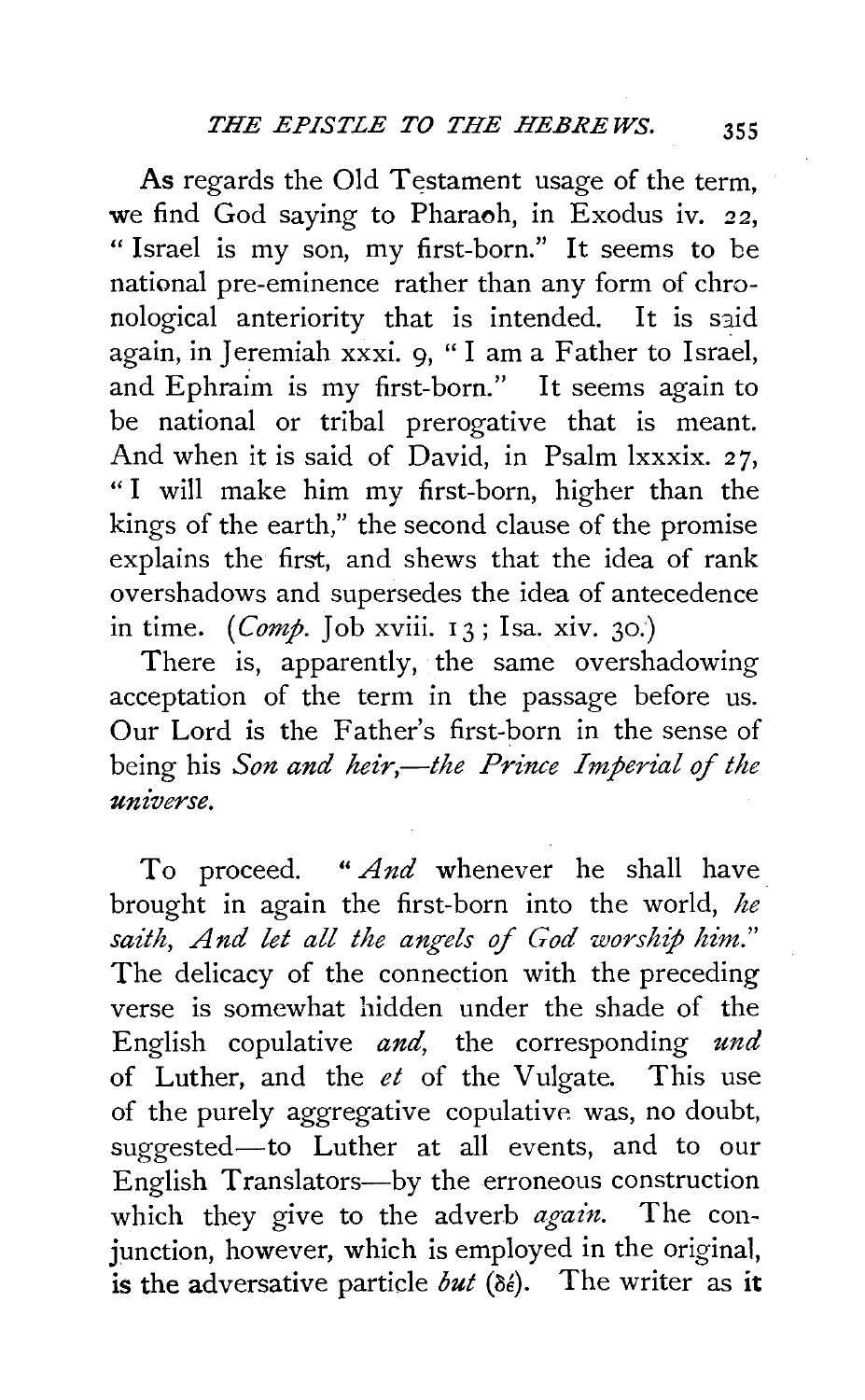As regards the Old Testament usage of the term, we find God saying to Pharaoh, in Exodus iv. 22, "Israel is my son, my first-born." It seems to be national pre-eminence rather than any form of chronological anteriority that is intended. It is said again, in Jeremiah xxxi. 9, "I am a Father to Israel, and Ephraim is my first-born." It seems again to be national or tribal prerogative that is meant. And when it is said of David, in Psalm lxxxix. 27, "I will make him my first-born, higher than the kings of the earth," the second clause of the promise explains the first, and shews that the idea of rank overshadows and supersedes the idea of antecedence in time. (*Comp.* Job xviii. 13; Isa. xiv. 30.)

There is, apparently, the same overshadowing acceptation of the term in the passage before us. Our Lord is the Father's first-born in the sense of being his *Son and heir,—the Prince Imperial of the universe.*

To proceed. "*And* whenever he shall have brought in again the first-born into the world, *he saith, And let all the angels of God worship him.*" The delicacy of the connection with the preceding verse is somewhat hidden under the shade of the English copulative *and,* the corresponding *und* of Luther, and the *et* of the Vulgate. This use of the purely aggregative copulative was, no doubt, suggested—to Luther at all events, and to our English Translators—by the erroneous construction which they give to the adverb *again.* The conjunction, however, which is employed in the original, is the adversative particle *but* (δέ). The writer as it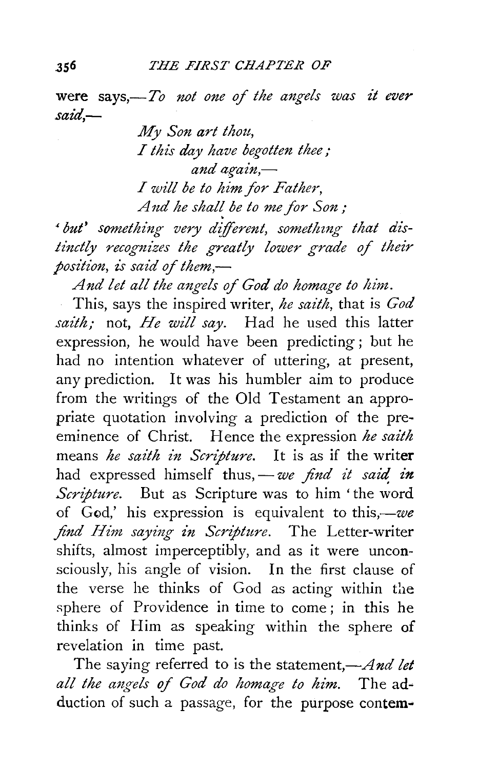were says,—*To not one of the angels was it ever said,*—

> *My Son art thou,*
> *I this day have begotten thee;*
> *and again,*—
> *I will be to him for Father,*
> *And he shall be to me for Son;*

'*but*' *something very different, something that distinctly recognizes the greatly lower grade of their position, is said of them,*—

*And let all the angels of God do homage to him.*

This, says the inspired writer, *he saith*, that is *God saith;* not, *He will say.* Had he used this latter expression, he would have been predicting; but he had no intention whatever of uttering, at present, any prediction. It was his humbler aim to produce from the writings of the Old Testament an appropriate quotation involving a prediction of the pre-eminence of Christ. Hence the expression *he saith* means *he saith in Scripture.* It is as if the writer had expressed himself thus,—*we find it said in Scripture.* But as Scripture was to him 'the word of God,' his expression is equivalent to this,—*we find Him saying in Scripture.* The Letter-writer shifts, almost imperceptibly, and as it were unconsciously, his angle of vision. In the first clause of the verse he thinks of God as acting within the sphere of Providence in time to come; in this he thinks of Him as speaking within the sphere of revelation in time past.

The saying referred to is the statement,—*And let all the angels of God do homage to him.* The adduction of such a passage, for the purpose contem-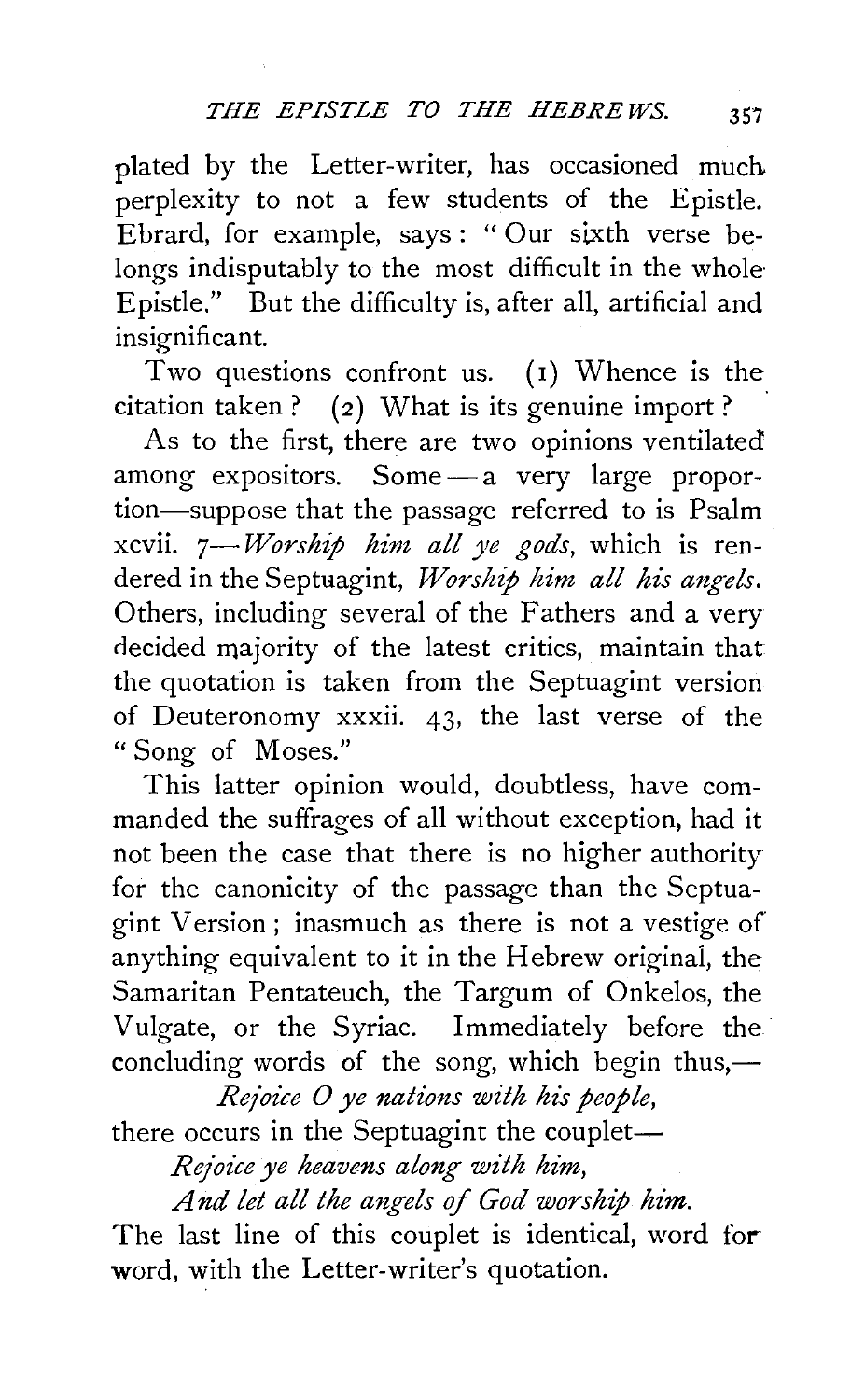plated by the Letter-writer, has occasioned much perplexity to not a few students of the Epistle. Ebrard, for example, says: "Our sixth verse belongs indisputably to the most difficult in the whole Epistle." But the difficulty is, after all, artificial and insignificant.

Two questions confront us. (1) Whence is the citation taken? (2) What is its genuine import?

As to the first, there are two opinions ventilated among expositors. Some—a very large proportion—suppose that the passage referred to is Psalm xcvii. 7—*Worship him all ye gods*, which is rendered in the Septuagint, *Worship him all his angels*. Others, including several of the Fathers and a very decided majority of the latest critics, maintain that the quotation is taken from the Septuagint version of Deuteronomy xxxii. 43, the last verse of the "Song of Moses."

This latter opinion would, doubtless, have commanded the suffrages of all without exception, had it not been the case that there is no higher authority for the canonicity of the passage than the Septuagint Version; inasmuch as there is not a vestige of anything equivalent to it in the Hebrew original, the Samaritan Pentateuch, the Targum of Onkelos, the Vulgate, or the Syriac. Immediately before the concluding words of the song, which begin thus,—

*Rejoice O ye nations with his people,*

there occurs in the Septuagint the couplet—

*Rejoice ye heavens along with him,*
*And let all the angels of God worship him.*

The last line of this couplet is identical, word for word, with the Letter-writer's quotation.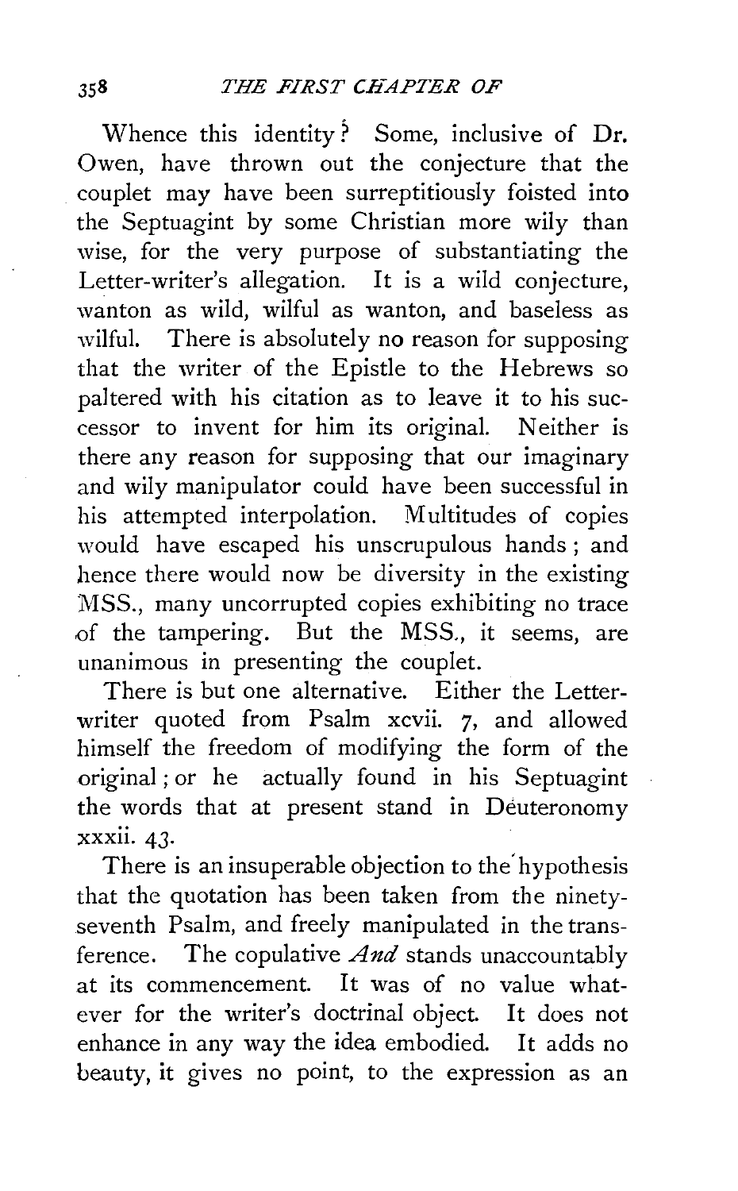Whence this identity? Some, inclusive of Dr. Owen, have thrown out the conjecture that the couplet may have been surreptitiously foisted into the Septuagint by some Christian more wily than wise, for the very purpose of substantiating the Letter-writer's allegation. It is a wild conjecture, wanton as wild, wilful as wanton, and baseless as wilful. There is absolutely no reason for supposing that the writer of the Epistle to the Hebrews so paltered with his citation as to leave it to his successor to invent for him its original. Neither is there any reason for supposing that our imaginary and wily manipulator could have been successful in his attempted interpolation. Multitudes of copies would have escaped his unscrupulous hands; and hence there would now be diversity in the existing MSS., many uncorrupted copies exhibiting no trace of the tampering. But the MSS., it seems, are unanimous in presenting the couplet.

There is but one alternative. Either the Letter-writer quoted from Psalm xcvii. 7, and allowed himself the freedom of modifying the form of the original; or he actually found in his Septuagint the words that at present stand in Deuteronomy xxxii. 43.

There is an insuperable objection to the hypothesis that the quotation has been taken from the ninety-seventh Psalm, and freely manipulated in the transference. The copulative *And* stands unaccountably at its commencement. It was of no value whatever for the writer's doctrinal object. It does not enhance in any way the idea embodied. It adds no beauty, it gives no point, to the expression as an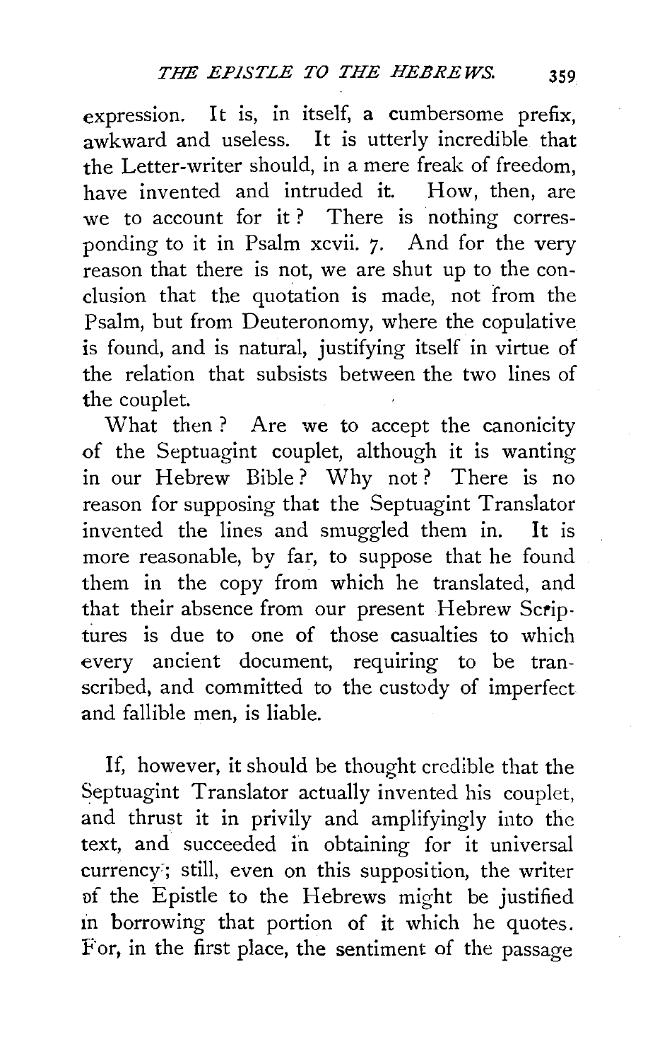expression. It is, in itself, a cumbersome prefix, awkward and useless. It is utterly incredible that the Letter-writer should, in a mere freak of freedom, have invented and intruded it. How, then, are we to account for it? There is nothing corresponding to it in Psalm xcvii. 7. And for the very reason that there is not, we are shut up to the conclusion that the quotation is made, not from the Psalm, but from Deuteronomy, where the copulative is found, and is natural, justifying itself in virtue of the relation that subsists between the two lines of the couplet.

What then? Are we to accept the canonicity of the Septuagint couplet, although it is wanting in our Hebrew Bible? Why not? There is no reason for supposing that the Septuagint Translator invented the lines and smuggled them in. It is more reasonable, by far, to suppose that he found them in the copy from which he translated, and that their absence from our present Hebrew Scriptures is due to one of those casualties to which every ancient document, requiring to be transcribed, and committed to the custody of imperfect and fallible men, is liable.

If, however, it should be thought credible that the Septuagint Translator actually invented his couplet, and thrust it in privily and amplifyingly into the text, and succeeded in obtaining for it universal currency; still, even on this supposition, the writer of the Epistle to the Hebrews might be justified in borrowing that portion of it which he quotes. For, in the first place, the sentiment of the passage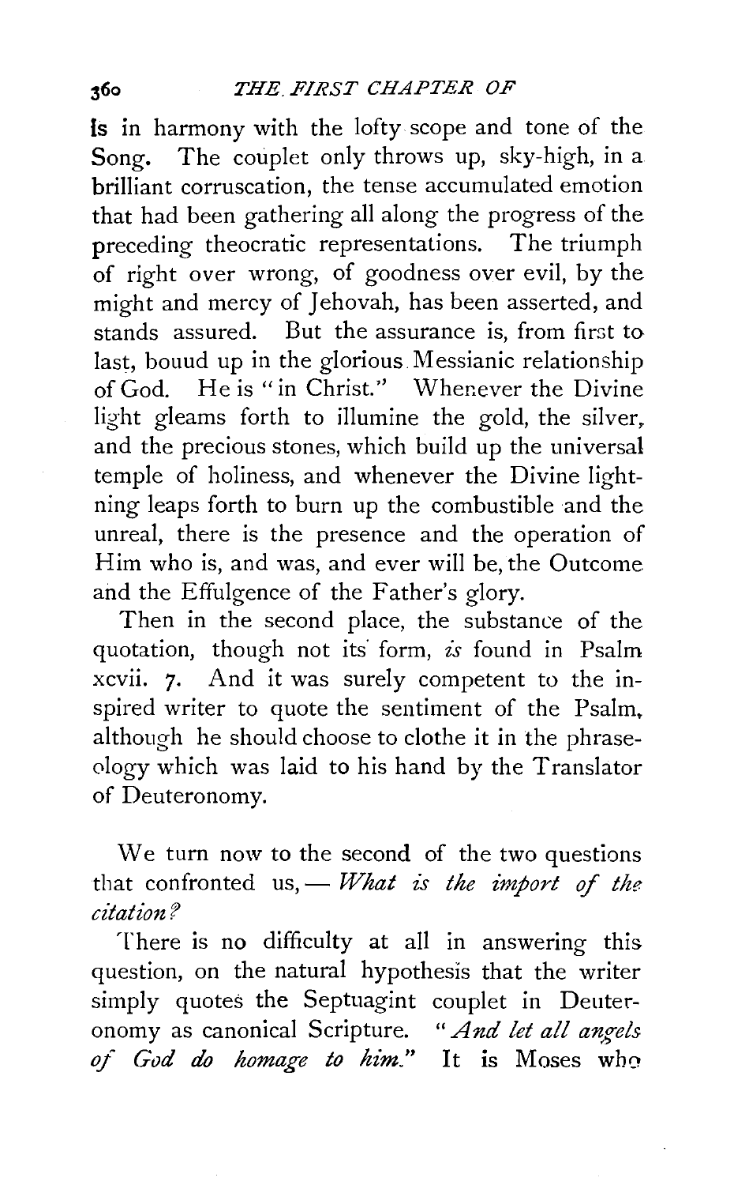is in harmony with the lofty scope and tone of the Song. The couplet only throws up, sky-high, in a brilliant corruscation, the tense accumulated emotion that had been gathering all along the progress of the preceding theocratic representations. The triumph of right over wrong, of goodness over evil, by the might and mercy of Jehovah, has been asserted, and stands assured. But the assurance is, from first to last, bouud up in the glorious Messianic relationship of God. He is "in Christ." Whenever the Divine light gleams forth to illumine the gold, the silver, and the precious stones, which build up the universal temple of holiness, and whenever the Divine lightning leaps forth to burn up the combustible and the unreal, there is the presence and the operation of Him who is, and was, and ever will be, the Outcome and the Effulgence of the Father's glory.

Then in the second place, the substance of the quotation, though not its form, *is* found in Psalm xcvii. 7. And it was surely competent to the inspired writer to quote the sentiment of the Psalm, although he should choose to clothe it in the phraseology which was laid to his hand by the Translator of Deuteronomy.

We turn now to the second of the two questions that confronted us, — *What is the import of the citation?*

There is no difficulty at all in answering this question, on the natural hypothesis that the writer simply quotes the Septuagint couplet in Deuteronomy as canonical Scripture. "*And let all angels of God do homage to him.*" It is Moses who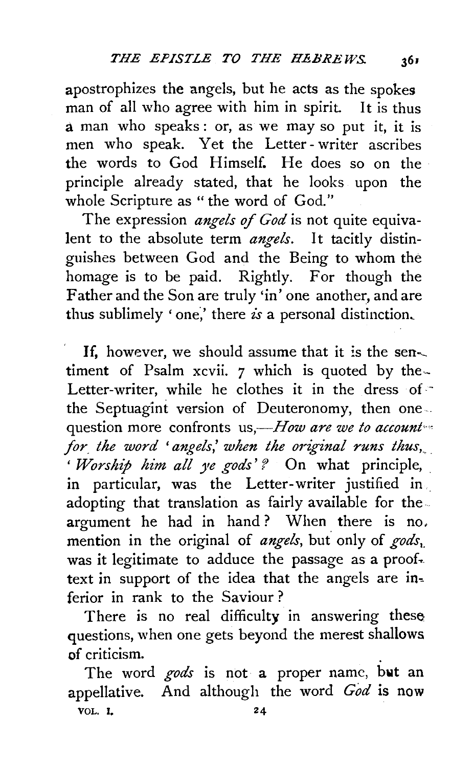apostrophizes the angels, but he acts as the spokes man of all who agree with him in spirit. It is thus a man who speaks: or, as we may so put it, it is men who speak. Yet the Letter-writer ascribes the words to God Himself. He does so on the principle already stated, that he looks upon the whole Scripture as "the word of God."

The expression *angels of God* is not quite equivalent to the absolute term *angels*. It tacitly distinguishes between God and the Being to whom the homage is to be paid. Rightly. For though the Father and the Son are truly 'in' one another, and are thus sublimely 'one,' there *is* a personal distinction.

If, however, we should assume that it is the sentiment of Psalm xcvii. 7 which is quoted by the Letter-writer, while he clothes it in the dress of the Septuagint version of Deuteronomy, then one question more confronts us,—*How are we to account for the word 'angels,' when the original runs thus, 'Worship him all ye gods'?* On what principle, in particular, was the Letter-writer justified in adopting that translation as fairly available for the argument he had in hand? When there is no mention in the original of *angels*, but only of *gods*, was it legitimate to adduce the passage as a proof-text in support of the idea that the angels are inferior in rank to the Saviour?

There is no real difficulty in answering these questions, when one gets beyond the merest shallows of criticism.

The word *gods* is not a proper name, but an appellative. And although the word *God* is now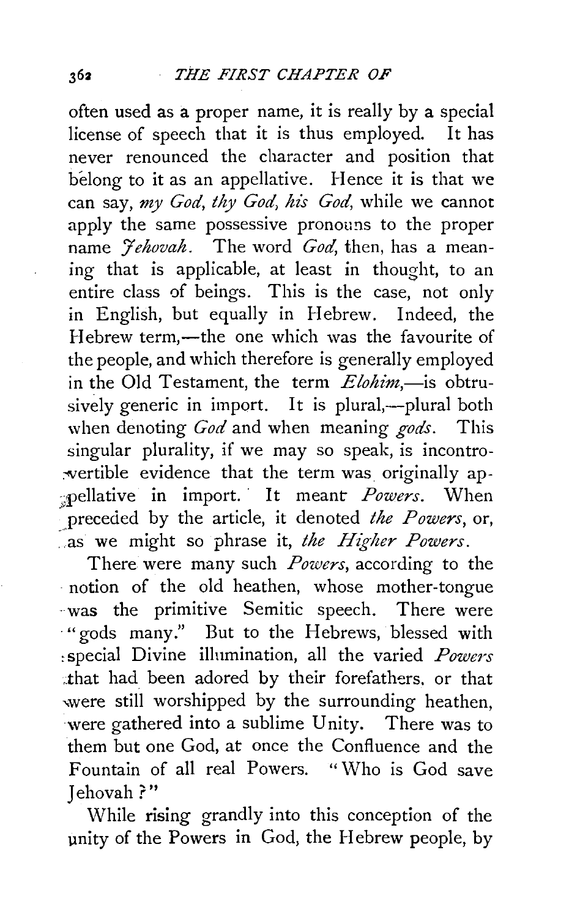often used as a proper name, it is really by a special license of speech that it is thus employed. It has never renounced the character and position that belong to it as an appellative. Hence it is that we can say, *my God*, *thy God*, *his God*, while we cannot apply the same possessive pronouns to the proper name *Jehovah*. The word *God*, then, has a meaning that is applicable, at least in thought, to an entire class of beings. This is the case, not only in English, but equally in Hebrew. Indeed, the Hebrew term,—the one which was the favourite of the people, and which therefore is generally employed in the Old Testament, the term *Elohim*,—is obtrusively generic in import. It is plural,—plural both when denoting *God* and when meaning *gods*. This singular plurality, if we may so speak, is incontrovertible evidence that the term was originally appellative in import. It meant *Powers*. When preceded by the article, it denoted *the Powers*, or, as we might so phrase it, *the Higher Powers*.

There were many such *Powers*, according to the notion of the old heathen, whose mother-tongue was the primitive Semitic speech. There were "gods many." But to the Hebrews, blessed with special Divine illumination, all the varied *Powers* that had been adored by their forefathers, or that were still worshipped by the surrounding heathen, were gathered into a sublime Unity. There was to them but one God, at once the Confluence and the Fountain of all real Powers. "Who is God save Jehovah?"

While rising grandly into this conception of the unity of the Powers in God, the Hebrew people, by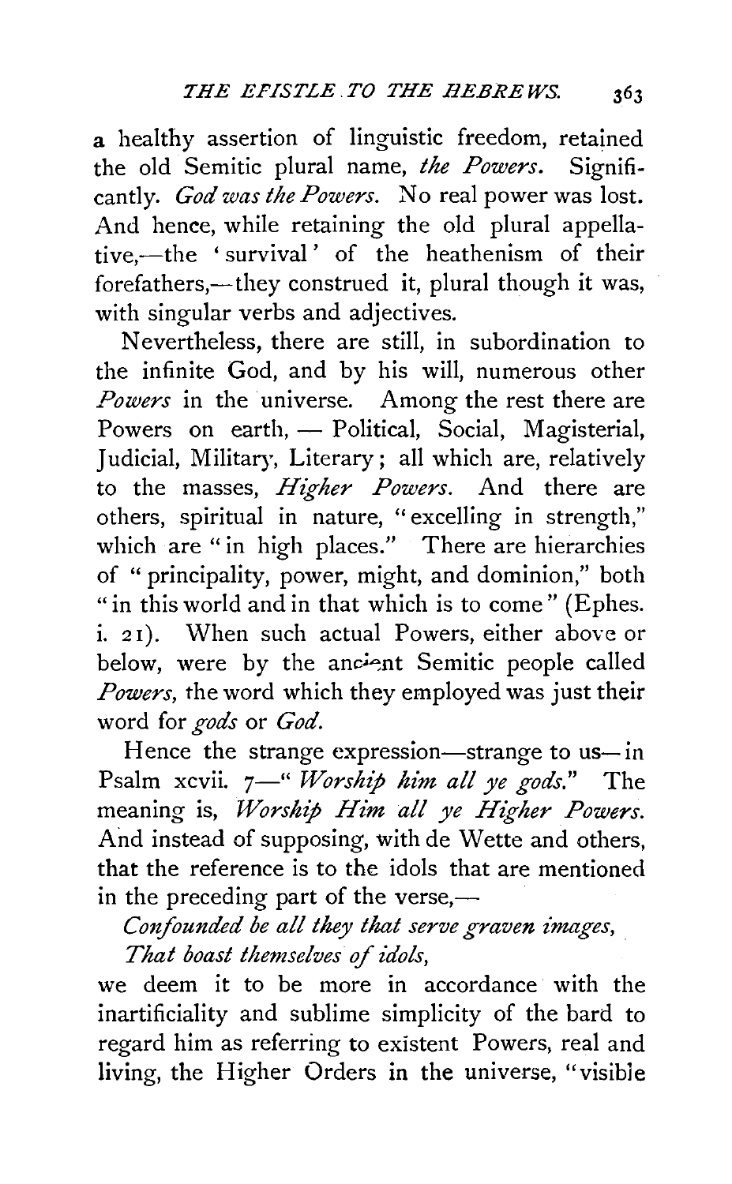a healthy assertion of linguistic freedom, retained the old Semitic plural name, *the Powers*. Significantly. *God was the Powers.* No real power was lost. And hence, while retaining the old plural appellative,—the 'survival' of the heathenism of their forefathers,—they construed it, plural though it was, with singular verbs and adjectives.

Nevertheless, there are still, in subordination to the infinite God, and by his will, numerous other *Powers* in the universe. Among the rest there are Powers on earth, — Political, Social, Magisterial, Judicial, Military, Literary; all which are, relatively to the masses, *Higher Powers*. And there are others, spiritual in nature, "excelling in strength," which are "in high places." There are hierarchies of "principality, power, might, and dominion," both "in this world and in that which is to come" (Ephes. i. 21). When such actual Powers, either above or below, were by the ancient Semitic people called *Powers*, the word which they employed was just their word for *gods* or *God*.

Hence the strange expression—strange to us—in Psalm xcvii. 7—"*Worship him all ye gods.*" The meaning is, *Worship Him all ye Higher Powers.* And instead of supposing, with de Wette and others, that the reference is to the idols that are mentioned in the preceding part of the verse,—

*Confounded be all they that serve graven images,*
*That boast themselves of idols,*

we deem it to be more in accordance with the inartificiality and sublime simplicity of the bard to regard him as referring to existent Powers, real and living, the Higher Orders in the universe, "visible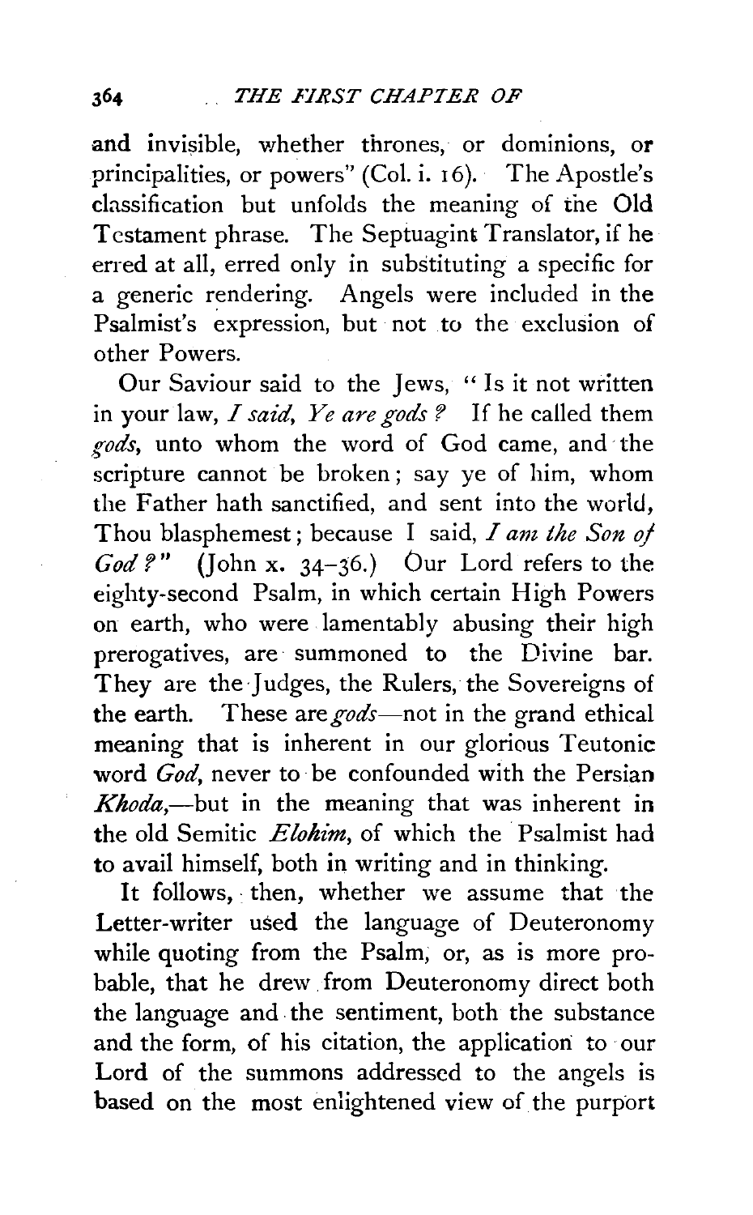and invisible, whether thrones, or dominions, or principalities, or powers" (Col. i. 16). The Apostle's classification but unfolds the meaning of the Old Testament phrase. The Septuagint Translator, if he erred at all, erred only in substituting a specific for a generic rendering. Angels were included in the Psalmist's expression, but not to the exclusion of other Powers.

Our Saviour said to the Jews, "Is it not written in your law, *I said, Ye are gods?* If he called them *gods*, unto whom the word of God came, and the scripture cannot be broken; say ye of him, whom the Father hath sanctified, and sent into the world, Thou blasphemest; because I said, *I am the Son of God?*" (John x. 34–36.) Our Lord refers to the eighty-second Psalm, in which certain High Powers on earth, who were lamentably abusing their high prerogatives, are summoned to the Divine bar. They are the Judges, the Rulers, the Sovereigns of the earth. These are *gods*—not in the grand ethical meaning that is inherent in our glorious Teutonic word *God*, never to be confounded with the Persian *Khoda*,—but in the meaning that was inherent in the old Semitic *Elohim*, of which the Psalmist had to avail himself, both in writing and in thinking.

It follows, then, whether we assume that the Letter-writer used the language of Deuteronomy while quoting from the Psalm, or, as is more probable, that he drew from Deuteronomy direct both the language and the sentiment, both the substance and the form, of his citation, the application to our Lord of the summons addressed to the angels is based on the most enlightened view of the purport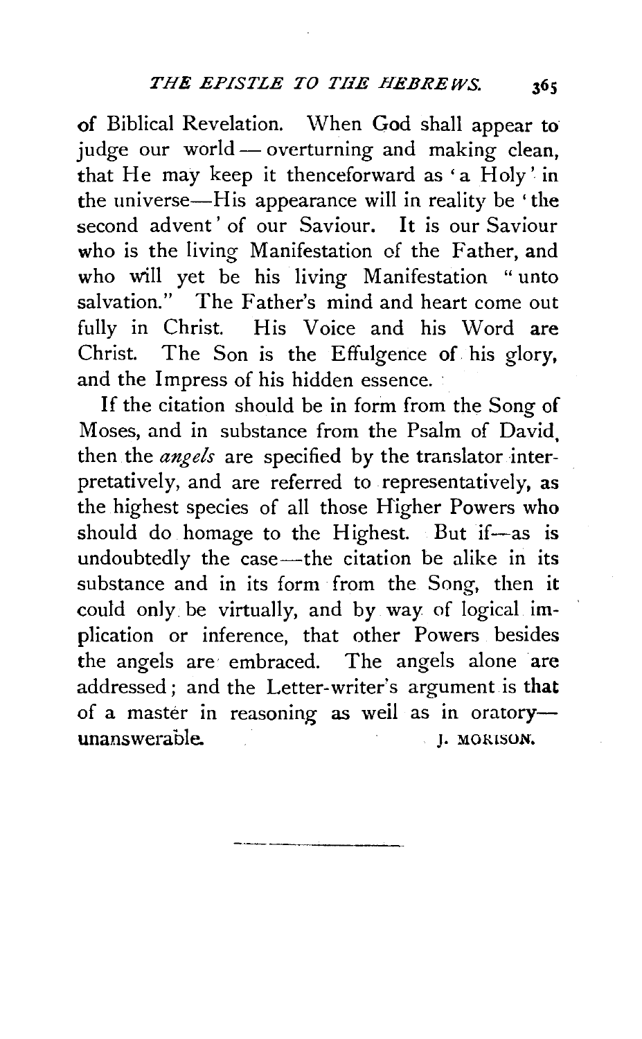of Biblical Revelation. When God shall appear to judge our world — overturning and making clean, that He may keep it thenceforward as 'a Holy' in the universe—His appearance will in reality be 'the second advent' of our Saviour. It is our Saviour who is the living Manifestation of the Father, and who will yet be his living Manifestation "unto salvation." The Father's mind and heart come out fully in Christ. His Voice and his Word are Christ. The Son is the Effulgence of his glory, and the Impress of his hidden essence.

If the citation should be in form from the Song of Moses, and in substance from the Psalm of David, then the *angels* are specified by the translator interpretatively, and are referred to representatively, as the highest species of all those Higher Powers who should do homage to the Highest. But if—as is undoubtedly the case—the citation be alike in its substance and in its form from the Song, then it could only be virtually, and by way of logical implication or inference, that other Powers besides the angels are embraced. The angels alone are addressed; and the Letter-writer's argument is that of a master in reasoning as well as in oratory—unanswerable.

J. MORISON.

---